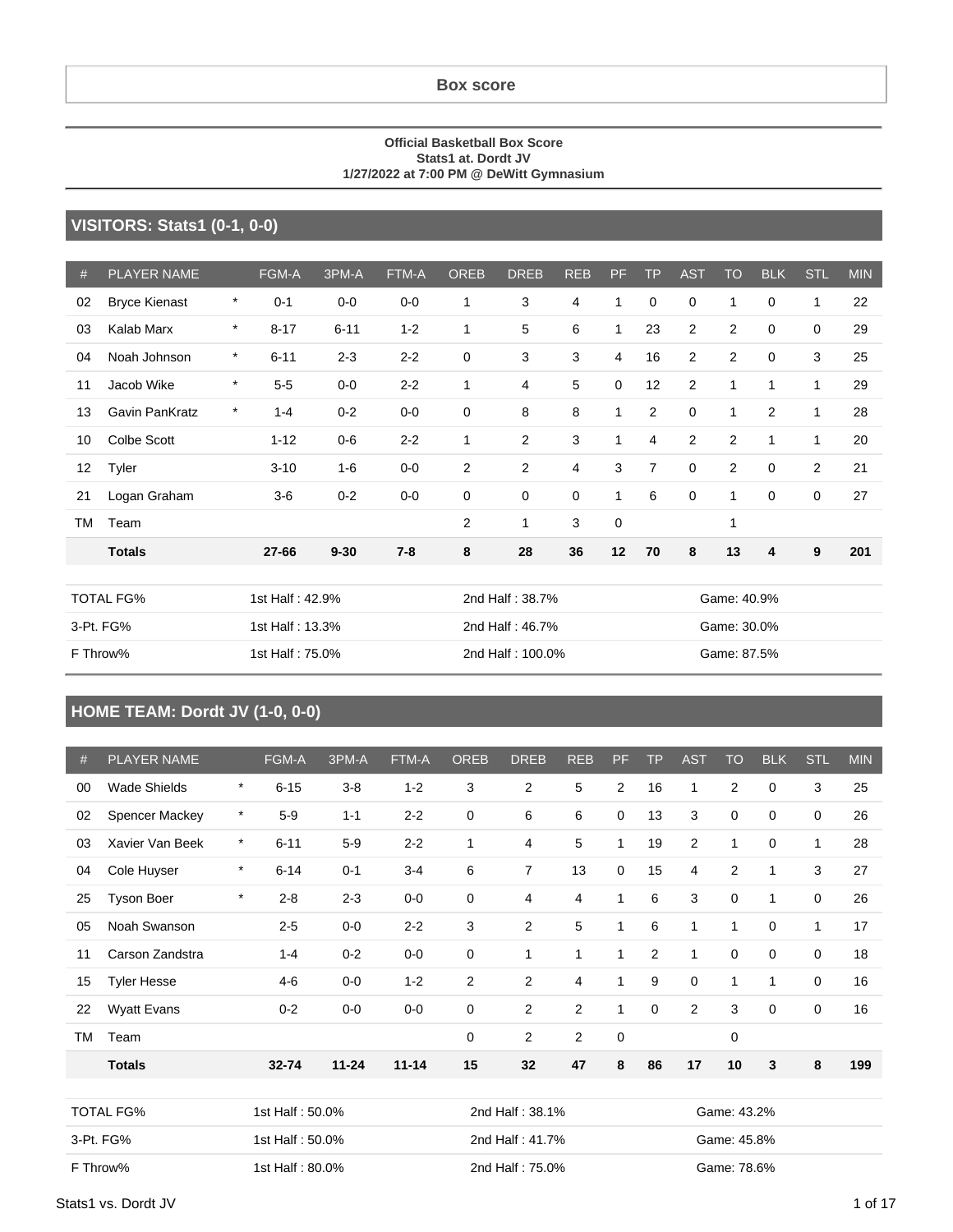# Box score

**Official Basketball Box Score**
**Stats1 at. Dordt JV**
**1/27/2022 at 7:00 PM @ DeWitt Gymnasium**

## VISITORS: Stats1 (0-1, 0-0)

| # | PLAYER NAME | | FGM-A | 3PM-A | FTM-A | OREB | DREB | REB | PF | TP | AST | TO | BLK | STL | MIN |
|---|---|---|---|---|---|---|---|---|---|---|---|---|---|---|---|
| 02 | Bryce Kienast | * | 0-1 | 0-0 | 0-0 | 1 | 3 | 4 | 1 | 0 | 0 | 1 | 0 | 1 | 22 |
| 03 | Kalab Marx | * | 8-17 | 6-11 | 1-2 | 1 | 5 | 6 | 1 | 23 | 2 | 2 | 0 | 0 | 29 |
| 04 | Noah Johnson | * | 6-11 | 2-3 | 2-2 | 0 | 3 | 3 | 4 | 16 | 2 | 2 | 0 | 3 | 25 |
| 11 | Jacob Wike | * | 5-5 | 0-0 | 2-2 | 1 | 4 | 5 | 0 | 12 | 2 | 1 | 1 | 1 | 29 |
| 13 | Gavin PanKratz | * | 1-4 | 0-2 | 0-0 | 0 | 8 | 8 | 1 | 2 | 0 | 1 | 2 | 1 | 28 |
| 10 | Colbe Scott | | 1-12 | 0-6 | 2-2 | 1 | 2 | 3 | 1 | 4 | 2 | 2 | 1 | 1 | 20 |
| 12 | Tyler | | 3-10 | 1-6 | 0-0 | 2 | 2 | 4 | 3 | 7 | 0 | 2 | 0 | 2 | 21 |
| 21 | Logan Graham | | 3-6 | 0-2 | 0-0 | 0 | 0 | 0 | 1 | 6 | 0 | 1 | 0 | 0 | 27 |
| TM | Team | | | | | 2 | 1 | 3 | 0 | | | 1 | | | |
| | **Totals** | | **27-66** | **9-30** | **7-8** | **8** | **28** | **36** | **12** | **70** | **8** | **13** | **4** | **9** | **201** |

| | | | |
|---|---|---|---|
| TOTAL FG% | 1st Half : 42.9% | 2nd Half : 38.7% | Game: 40.9% |
| 3-Pt. FG% | 1st Half : 13.3% | 2nd Half : 46.7% | Game: 30.0% |
| F Throw% | 1st Half : 75.0% | 2nd Half : 100.0% | Game: 87.5% |

## HOME TEAM: Dordt JV (1-0, 0-0)

| # | PLAYER NAME | | FGM-A | 3PM-A | FTM-A | OREB | DREB | REB | PF | TP | AST | TO | BLK | STL | MIN |
|---|---|---|---|---|---|---|---|---|---|---|---|---|---|---|---|
| 00 | Wade Shields | * | 6-15 | 3-8 | 1-2 | 3 | 2 | 5 | 2 | 16 | 1 | 2 | 0 | 3 | 25 |
| 02 | Spencer Mackey | * | 5-9 | 1-1 | 2-2 | 0 | 6 | 6 | 0 | 13 | 3 | 0 | 0 | 0 | 26 |
| 03 | Xavier Van Beek | * | 6-11 | 5-9 | 2-2 | 1 | 4 | 5 | 1 | 19 | 2 | 1 | 0 | 1 | 28 |
| 04 | Cole Huyser | * | 6-14 | 0-1 | 3-4 | 6 | 7 | 13 | 0 | 15 | 4 | 2 | 1 | 3 | 27 |
| 25 | Tyson Boer | * | 2-8 | 2-3 | 0-0 | 0 | 4 | 4 | 1 | 6 | 3 | 0 | 1 | 0 | 26 |
| 05 | Noah Swanson | | 2-5 | 0-0 | 2-2 | 3 | 2 | 5 | 1 | 6 | 1 | 1 | 0 | 1 | 17 |
| 11 | Carson Zandstra | | 1-4 | 0-2 | 0-0 | 0 | 1 | 1 | 1 | 2 | 1 | 0 | 0 | 0 | 18 |
| 15 | Tyler Hesse | | 4-6 | 0-0 | 1-2 | 2 | 2 | 4 | 1 | 9 | 0 | 1 | 1 | 0 | 16 |
| 22 | Wyatt Evans | | 0-2 | 0-0 | 0-0 | 0 | 2 | 2 | 1 | 0 | 2 | 3 | 0 | 0 | 16 |
| TM | Team | | | | | 0 | 2 | 2 | 0 | | | 0 | | | |
| | **Totals** | | **32-74** | **11-24** | **11-14** | **15** | **32** | **47** | **8** | **86** | **17** | **10** | **3** | **8** | **199** |

| | | | |
|---|---|---|---|
| TOTAL FG% | 1st Half : 50.0% | 2nd Half : 38.1% | Game: 43.2% |
| 3-Pt. FG% | 1st Half : 50.0% | 2nd Half : 41.7% | Game: 45.8% |
| F Throw% | 1st Half : 80.0% | 2nd Half : 75.0% | Game: 78.6% |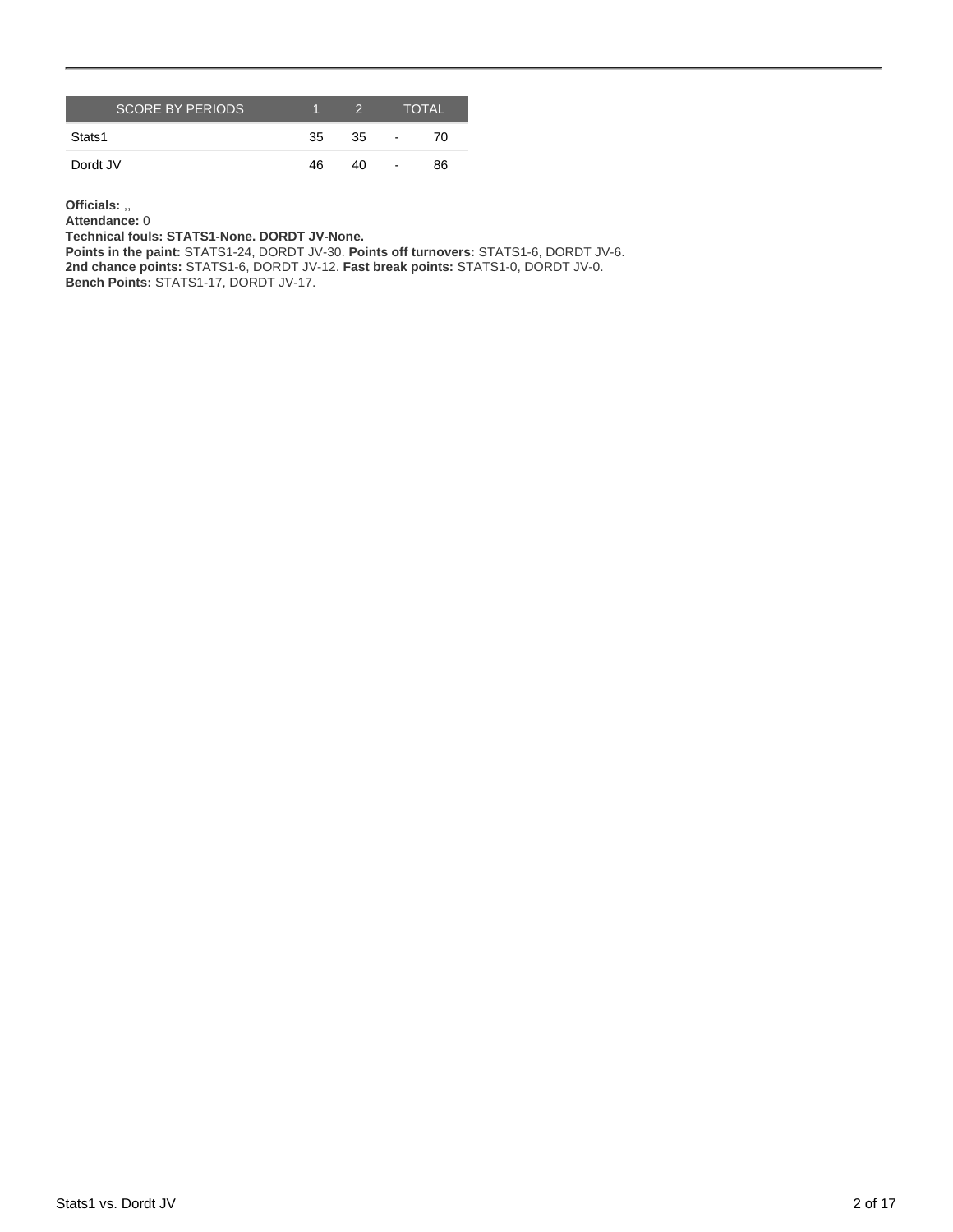| SCORE BY PERIODS | 1 | 2 | | TOTAL |
|---|---|---|---|---|
| Stats1 | 35 | 35 | - | 70 |
| Dordt JV | 46 | 40 | - | 86 |

**Officials:** ,,
**Attendance:** 0
**Technical fouls: STATS1-None. DORDT JV-None.**
**Points in the paint:** STATS1-24, DORDT JV-30. **Points off turnovers:** STATS1-6, DORDT JV-6.
**2nd chance points:** STATS1-6, DORDT JV-12. **Fast break points:** STATS1-0, DORDT JV-0.
**Bench Points:** STATS1-17, DORDT JV-17.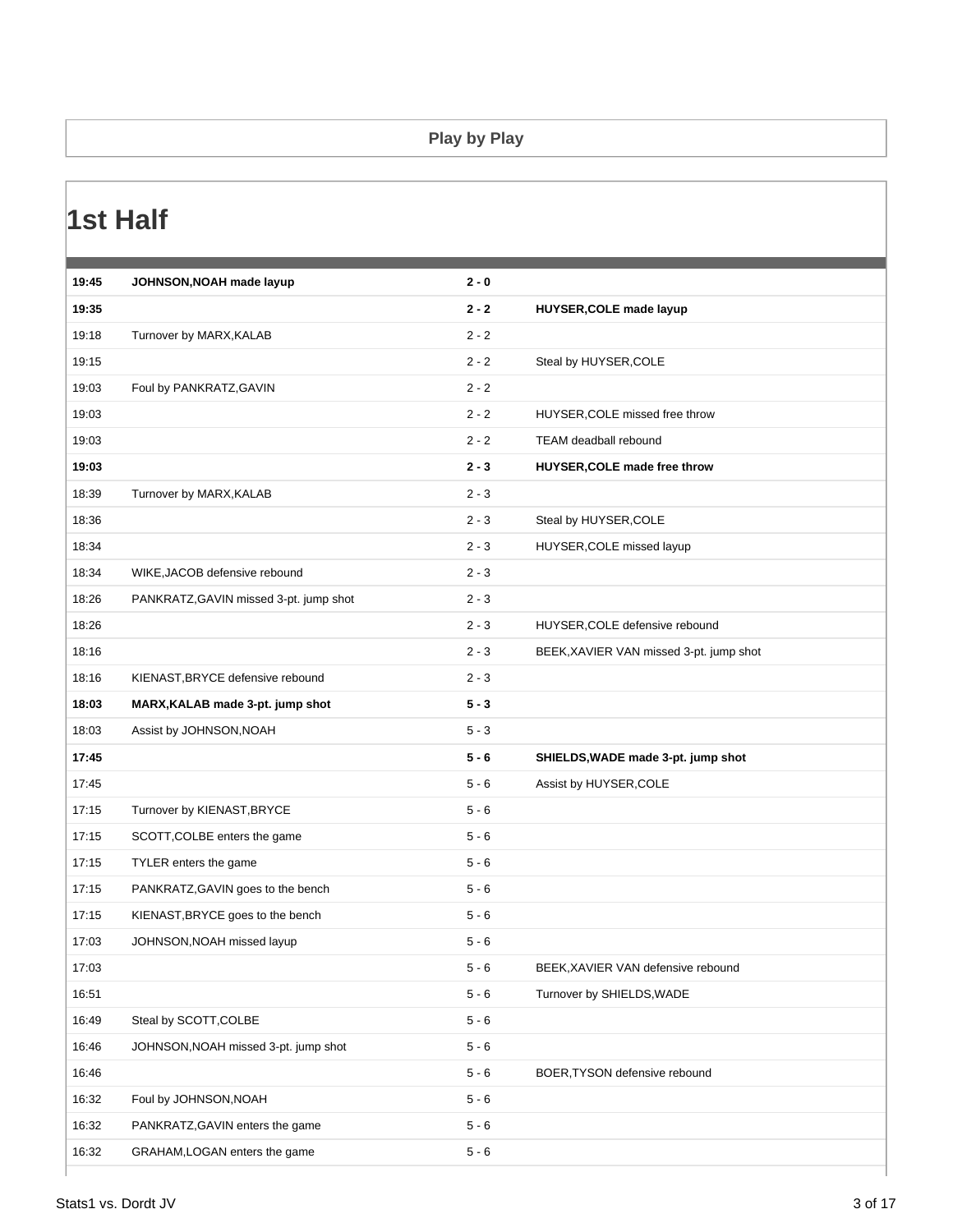## Play by Play

# 1st Half

| Time | Home | Score | Visitor |
|---|---|---|---|
| **19:45** | **JOHNSON,NOAH made layup** | **2 - 0** | |
| **19:35** | | **2 - 2** | **HUYSER,COLE made layup** |
| 19:18 | Turnover by MARX,KALAB | 2 - 2 | |
| 19:15 | | 2 - 2 | Steal by HUYSER,COLE |
| 19:03 | Foul by PANKRATZ,GAVIN | 2 - 2 | |
| 19:03 | | 2 - 2 | HUYSER,COLE missed free throw |
| 19:03 | | 2 - 2 | TEAM deadball rebound |
| **19:03** | | **2 - 3** | **HUYSER,COLE made free throw** |
| 18:39 | Turnover by MARX,KALAB | 2 - 3 | |
| 18:36 | | 2 - 3 | Steal by HUYSER,COLE |
| 18:34 | | 2 - 3 | HUYSER,COLE missed layup |
| 18:34 | WIKE,JACOB defensive rebound | 2 - 3 | |
| 18:26 | PANKRATZ,GAVIN missed 3-pt. jump shot | 2 - 3 | |
| 18:26 | | 2 - 3 | HUYSER,COLE defensive rebound |
| 18:16 | | 2 - 3 | BEEK,XAVIER VAN missed 3-pt. jump shot |
| 18:16 | KIENAST,BRYCE defensive rebound | 2 - 3 | |
| **18:03** | **MARX,KALAB made 3-pt. jump shot** | **5 - 3** | |
| 18:03 | Assist by JOHNSON,NOAH | 5 - 3 | |
| **17:45** | | **5 - 6** | **SHIELDS,WADE made 3-pt. jump shot** |
| 17:45 | | 5 - 6 | Assist by HUYSER,COLE |
| 17:15 | Turnover by KIENAST,BRYCE | 5 - 6 | |
| 17:15 | SCOTT,COLBE enters the game | 5 - 6 | |
| 17:15 | TYLER enters the game | 5 - 6 | |
| 17:15 | PANKRATZ,GAVIN goes to the bench | 5 - 6 | |
| 17:15 | KIENAST,BRYCE goes to the bench | 5 - 6 | |
| 17:03 | JOHNSON,NOAH missed layup | 5 - 6 | |
| 17:03 | | 5 - 6 | BEEK,XAVIER VAN defensive rebound |
| 16:51 | | 5 - 6 | Turnover by SHIELDS,WADE |
| 16:49 | Steal by SCOTT,COLBE | 5 - 6 | |
| 16:46 | JOHNSON,NOAH missed 3-pt. jump shot | 5 - 6 | |
| 16:46 | | 5 - 6 | BOER,TYSON defensive rebound |
| 16:32 | Foul by JOHNSON,NOAH | 5 - 6 | |
| 16:32 | PANKRATZ,GAVIN enters the game | 5 - 6 | |
| 16:32 | GRAHAM,LOGAN enters the game | 5 - 6 | |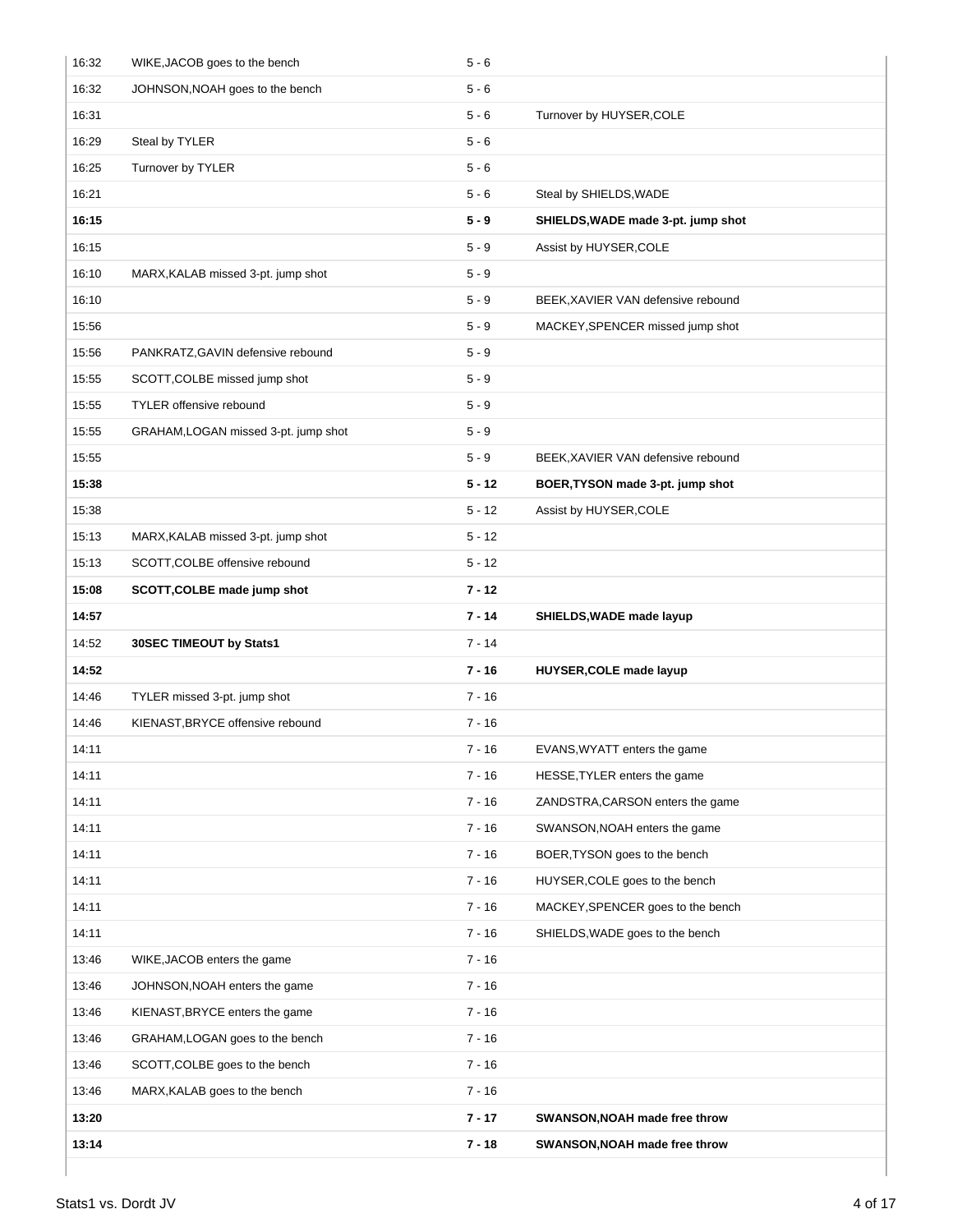| | | | |
|---|---|---|---|
| 16:32 | WIKE,JACOB goes to the bench | 5 - 6 | |
| 16:32 | JOHNSON,NOAH goes to the bench | 5 - 6 | |
| 16:31 | | 5 - 6 | Turnover by HUYSER,COLE |
| 16:29 | Steal by TYLER | 5 - 6 | |
| 16:25 | Turnover by TYLER | 5 - 6 | |
| 16:21 | | 5 - 6 | Steal by SHIELDS,WADE |
| **16:15** | | **5 - 9** | **SHIELDS,WADE made 3-pt. jump shot** |
| 16:15 | | 5 - 9 | Assist by HUYSER,COLE |
| 16:10 | MARX,KALAB missed 3-pt. jump shot | 5 - 9 | |
| 16:10 | | 5 - 9 | BEEK,XAVIER VAN defensive rebound |
| 15:56 | | 5 - 9 | MACKEY,SPENCER missed jump shot |
| 15:56 | PANKRATZ,GAVIN defensive rebound | 5 - 9 | |
| 15:55 | SCOTT,COLBE missed jump shot | 5 - 9 | |
| 15:55 | TYLER offensive rebound | 5 - 9 | |
| 15:55 | GRAHAM,LOGAN missed 3-pt. jump shot | 5 - 9 | |
| 15:55 | | 5 - 9 | BEEK,XAVIER VAN defensive rebound |
| **15:38** | | **5 - 12** | **BOER,TYSON made 3-pt. jump shot** |
| 15:38 | | 5 - 12 | Assist by HUYSER,COLE |
| 15:13 | MARX,KALAB missed 3-pt. jump shot | 5 - 12 | |
| 15:13 | SCOTT,COLBE offensive rebound | 5 - 12 | |
| **15:08** | **SCOTT,COLBE made jump shot** | **7 - 12** | |
| **14:57** | | **7 - 14** | **SHIELDS,WADE made layup** |
| 14:52 | **30SEC TIMEOUT by Stats1** | 7 - 14 | |
| **14:52** | | **7 - 16** | **HUYSER,COLE made layup** |
| 14:46 | TYLER missed 3-pt. jump shot | 7 - 16 | |
| 14:46 | KIENAST,BRYCE offensive rebound | 7 - 16 | |
| 14:11 | | 7 - 16 | EVANS,WYATT enters the game |
| 14:11 | | 7 - 16 | HESSE,TYLER enters the game |
| 14:11 | | 7 - 16 | ZANDSTRA,CARSON enters the game |
| 14:11 | | 7 - 16 | SWANSON,NOAH enters the game |
| 14:11 | | 7 - 16 | BOER,TYSON goes to the bench |
| 14:11 | | 7 - 16 | HUYSER,COLE goes to the bench |
| 14:11 | | 7 - 16 | MACKEY,SPENCER goes to the bench |
| 14:11 | | 7 - 16 | SHIELDS,WADE goes to the bench |
| 13:46 | WIKE,JACOB enters the game | 7 - 16 | |
| 13:46 | JOHNSON,NOAH enters the game | 7 - 16 | |
| 13:46 | KIENAST,BRYCE enters the game | 7 - 16 | |
| 13:46 | GRAHAM,LOGAN goes to the bench | 7 - 16 | |
| 13:46 | SCOTT,COLBE goes to the bench | 7 - 16 | |
| 13:46 | MARX,KALAB goes to the bench | 7 - 16 | |
| **13:20** | | **7 - 17** | **SWANSON,NOAH made free throw** |
| **13:14** | | **7 - 18** | **SWANSON,NOAH made free throw** |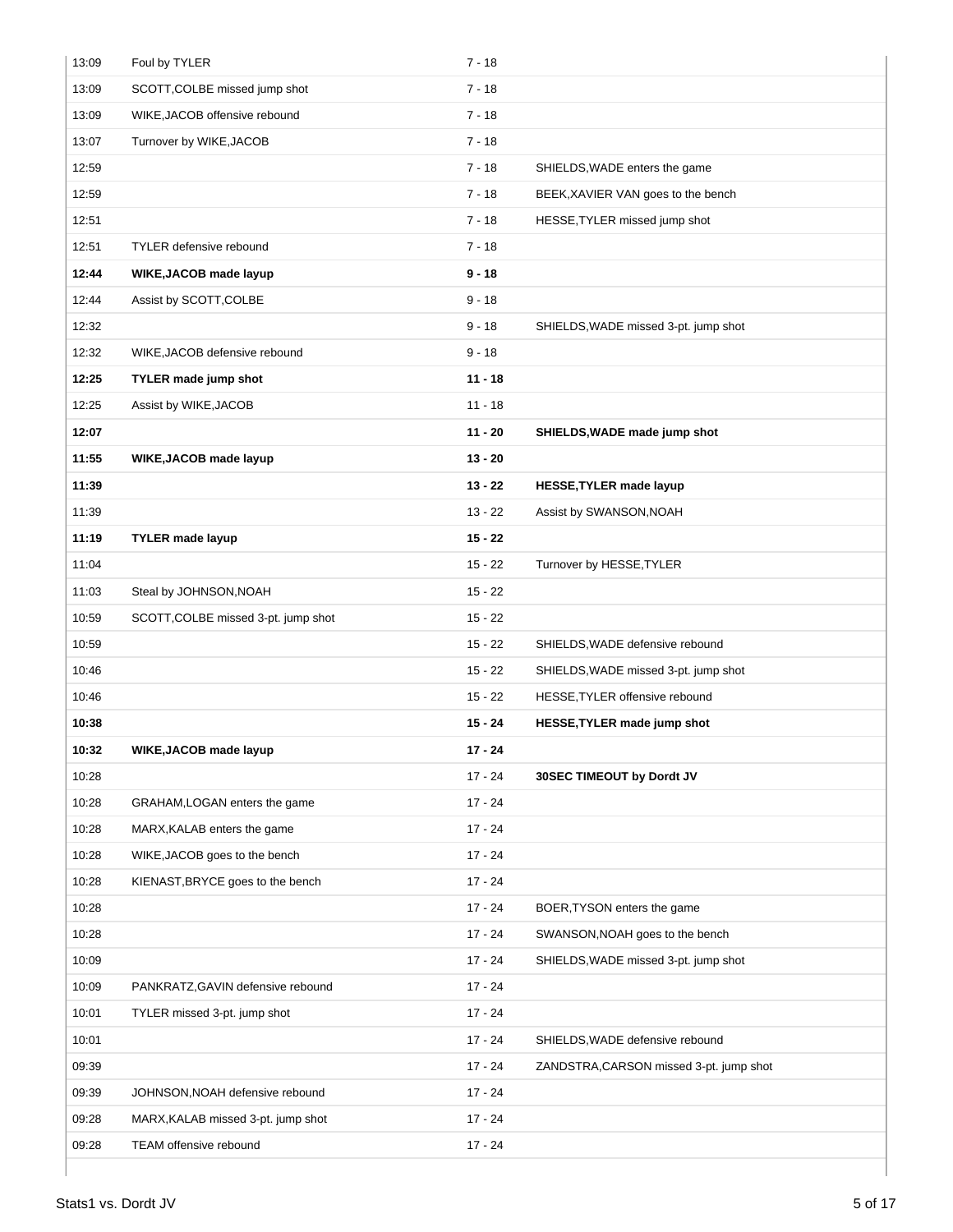| Time | Home | Score | Visitor |
|---|---|---|---|
| 13:09 | Foul by TYLER | 7 - 18 | |
| 13:09 | SCOTT,COLBE missed jump shot | 7 - 18 | |
| 13:09 | WIKE,JACOB offensive rebound | 7 - 18 | |
| 13:07 | Turnover by WIKE,JACOB | 7 - 18 | |
| 12:59 | | 7 - 18 | SHIELDS,WADE enters the game |
| 12:59 | | 7 - 18 | BEEK,XAVIER VAN goes to the bench |
| 12:51 | | 7 - 18 | HESSE,TYLER missed jump shot |
| 12:51 | TYLER defensive rebound | 7 - 18 | |
| **12:44** | **WIKE,JACOB made layup** | **9 - 18** | |
| 12:44 | Assist by SCOTT,COLBE | 9 - 18 | |
| 12:32 | | 9 - 18 | SHIELDS,WADE missed 3-pt. jump shot |
| 12:32 | WIKE,JACOB defensive rebound | 9 - 18 | |
| **12:25** | **TYLER made jump shot** | **11 - 18** | |
| 12:25 | Assist by WIKE,JACOB | 11 - 18 | |
| **12:07** | | **11 - 20** | **SHIELDS,WADE made jump shot** |
| **11:55** | **WIKE,JACOB made layup** | **13 - 20** | |
| **11:39** | | **13 - 22** | **HESSE,TYLER made layup** |
| 11:39 | | 13 - 22 | Assist by SWANSON,NOAH |
| **11:19** | **TYLER made layup** | **15 - 22** | |
| 11:04 | | 15 - 22 | Turnover by HESSE,TYLER |
| 11:03 | Steal by JOHNSON,NOAH | 15 - 22 | |
| 10:59 | SCOTT,COLBE missed 3-pt. jump shot | 15 - 22 | |
| 10:59 | | 15 - 22 | SHIELDS,WADE defensive rebound |
| 10:46 | | 15 - 22 | SHIELDS,WADE missed 3-pt. jump shot |
| 10:46 | | 15 - 22 | HESSE,TYLER offensive rebound |
| **10:38** | | **15 - 24** | **HESSE,TYLER made jump shot** |
| **10:32** | **WIKE,JACOB made layup** | **17 - 24** | |
| 10:28 | | 17 - 24 | **30SEC TIMEOUT by Dordt JV** |
| 10:28 | GRAHAM,LOGAN enters the game | 17 - 24 | |
| 10:28 | MARX,KALAB enters the game | 17 - 24 | |
| 10:28 | WIKE,JACOB goes to the bench | 17 - 24 | |
| 10:28 | KIENAST,BRYCE goes to the bench | 17 - 24 | |
| 10:28 | | 17 - 24 | BOER,TYSON enters the game |
| 10:28 | | 17 - 24 | SWANSON,NOAH goes to the bench |
| 10:09 | | 17 - 24 | SHIELDS,WADE missed 3-pt. jump shot |
| 10:09 | PANKRATZ,GAVIN defensive rebound | 17 - 24 | |
| 10:01 | TYLER missed 3-pt. jump shot | 17 - 24 | |
| 10:01 | | 17 - 24 | SHIELDS,WADE defensive rebound |
| 09:39 | | 17 - 24 | ZANDSTRA,CARSON missed 3-pt. jump shot |
| 09:39 | JOHNSON,NOAH defensive rebound | 17 - 24 | |
| 09:28 | MARX,KALAB missed 3-pt. jump shot | 17 - 24 | |
| 09:28 | TEAM offensive rebound | 17 - 24 | |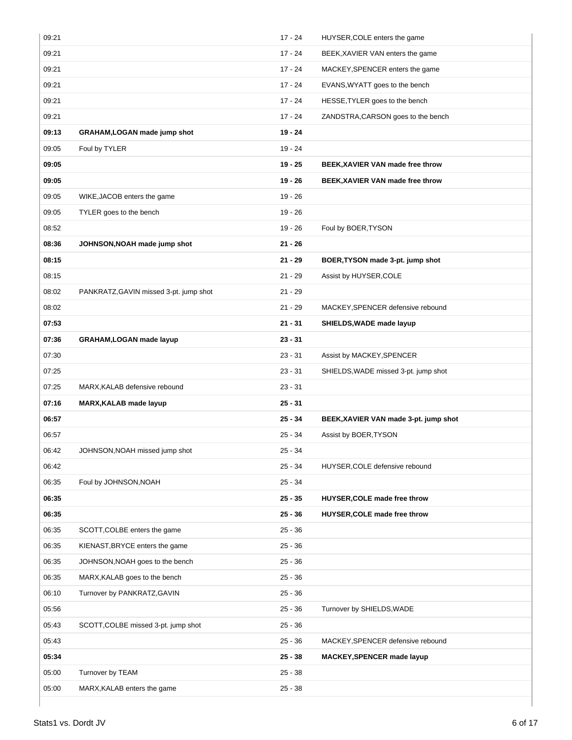| | | | |
|---|---|---|---|
| 09:21 | | 17 - 24 | HUYSER,COLE enters the game |
| 09:21 | | 17 - 24 | BEEK,XAVIER VAN enters the game |
| 09:21 | | 17 - 24 | MACKEY,SPENCER enters the game |
| 09:21 | | 17 - 24 | EVANS,WYATT goes to the bench |
| 09:21 | | 17 - 24 | HESSE,TYLER goes to the bench |
| 09:21 | | 17 - 24 | ZANDSTRA,CARSON goes to the bench |
| **09:13** | **GRAHAM,LOGAN made jump shot** | **19 - 24** | |
| 09:05 | Foul by TYLER | 19 - 24 | |
| **09:05** | | **19 - 25** | **BEEK,XAVIER VAN made free throw** |
| **09:05** | | **19 - 26** | **BEEK,XAVIER VAN made free throw** |
| 09:05 | WIKE,JACOB enters the game | 19 - 26 | |
| 09:05 | TYLER goes to the bench | 19 - 26 | |
| 08:52 | | 19 - 26 | Foul by BOER,TYSON |
| **08:36** | **JOHNSON,NOAH made jump shot** | **21 - 26** | |
| **08:15** | | **21 - 29** | **BOER,TYSON made 3-pt. jump shot** |
| 08:15 | | 21 - 29 | Assist by HUYSER,COLE |
| 08:02 | PANKRATZ,GAVIN missed 3-pt. jump shot | 21 - 29 | |
| 08:02 | | 21 - 29 | MACKEY,SPENCER defensive rebound |
| **07:53** | | **21 - 31** | **SHIELDS,WADE made layup** |
| **07:36** | **GRAHAM,LOGAN made layup** | **23 - 31** | |
| 07:30 | | 23 - 31 | Assist by MACKEY,SPENCER |
| 07:25 | | 23 - 31 | SHIELDS,WADE missed 3-pt. jump shot |
| 07:25 | MARX,KALAB defensive rebound | 23 - 31 | |
| **07:16** | **MARX,KALAB made layup** | **25 - 31** | |
| **06:57** | | **25 - 34** | **BEEK,XAVIER VAN made 3-pt. jump shot** |
| 06:57 | | 25 - 34 | Assist by BOER,TYSON |
| 06:42 | JOHNSON,NOAH missed jump shot | 25 - 34 | |
| 06:42 | | 25 - 34 | HUYSER,COLE defensive rebound |
| 06:35 | Foul by JOHNSON,NOAH | 25 - 34 | |
| **06:35** | | **25 - 35** | **HUYSER,COLE made free throw** |
| **06:35** | | **25 - 36** | **HUYSER,COLE made free throw** |
| 06:35 | SCOTT,COLBE enters the game | 25 - 36 | |
| 06:35 | KIENAST,BRYCE enters the game | 25 - 36 | |
| 06:35 | JOHNSON,NOAH goes to the bench | 25 - 36 | |
| 06:35 | MARX,KALAB goes to the bench | 25 - 36 | |
| 06:10 | Turnover by PANKRATZ,GAVIN | 25 - 36 | |
| 05:56 | | 25 - 36 | Turnover by SHIELDS,WADE |
| 05:43 | SCOTT,COLBE missed 3-pt. jump shot | 25 - 36 | |
| 05:43 | | 25 - 36 | MACKEY,SPENCER defensive rebound |
| **05:34** | | **25 - 38** | **MACKEY,SPENCER made layup** |
| 05:00 | Turnover by TEAM | 25 - 38 | |
| 05:00 | MARX,KALAB enters the game | 25 - 38 | |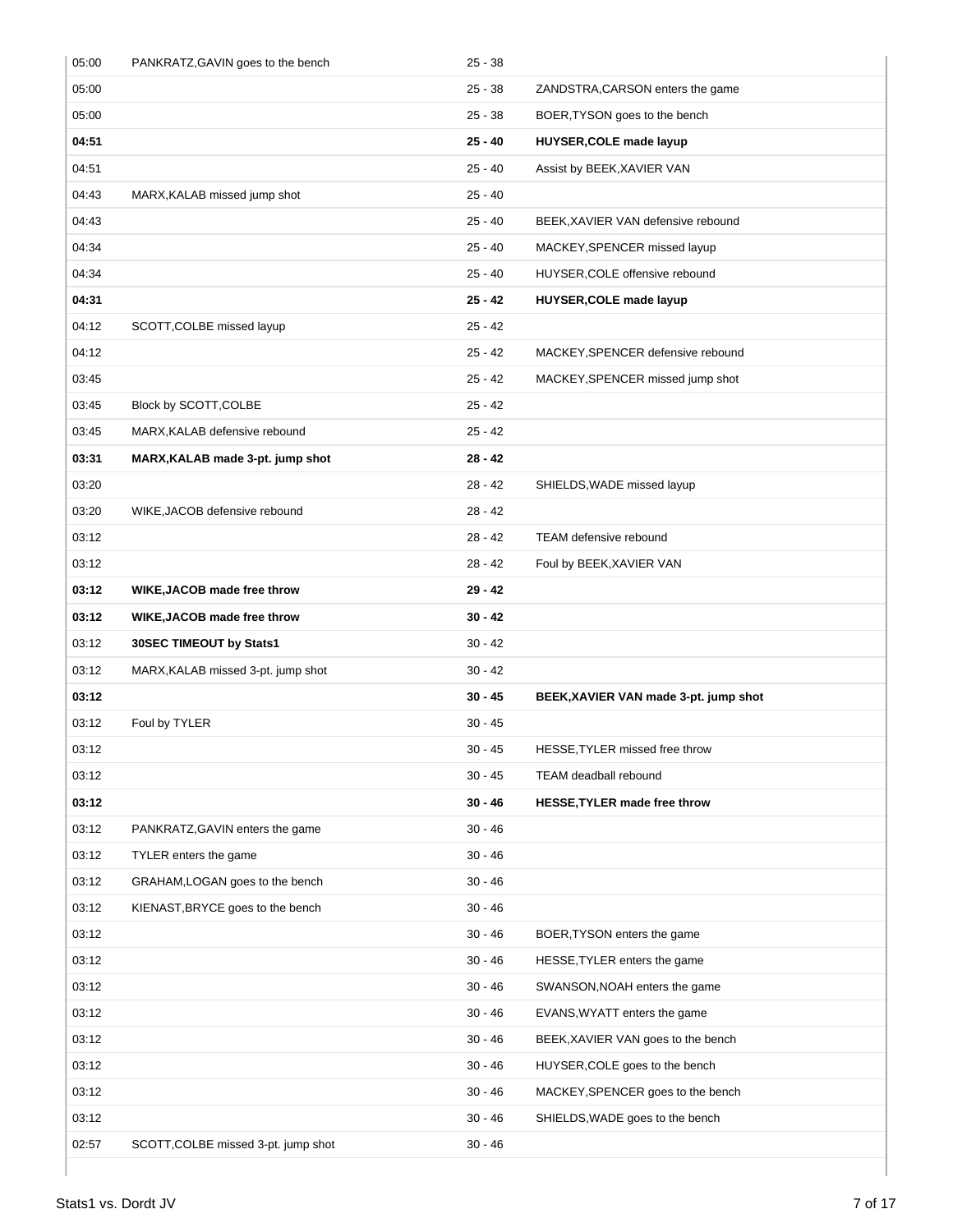| Time | Stats1 | Score | Dordt JV |
| --- | --- | --- | --- |
| 05:00 | PANKRATZ,GAVIN goes to the bench | 25 - 38 | |
| 05:00 | | 25 - 38 | ZANDSTRA,CARSON enters the game |
| 05:00 | | 25 - 38 | BOER,TYSON goes to the bench |
| **04:51** | | **25 - 40** | **HUYSER,COLE made layup** |
| 04:51 | | 25 - 40 | Assist by BEEK,XAVIER VAN |
| 04:43 | MARX,KALAB missed jump shot | 25 - 40 | |
| 04:43 | | 25 - 40 | BEEK,XAVIER VAN defensive rebound |
| 04:34 | | 25 - 40 | MACKEY,SPENCER missed layup |
| 04:34 | | 25 - 40 | HUYSER,COLE offensive rebound |
| **04:31** | | **25 - 42** | **HUYSER,COLE made layup** |
| 04:12 | SCOTT,COLBE missed layup | 25 - 42 | |
| 04:12 | | 25 - 42 | MACKEY,SPENCER defensive rebound |
| 03:45 | | 25 - 42 | MACKEY,SPENCER missed jump shot |
| 03:45 | Block by SCOTT,COLBE | 25 - 42 | |
| 03:45 | MARX,KALAB defensive rebound | 25 - 42 | |
| **03:31** | **MARX,KALAB made 3-pt. jump shot** | **28 - 42** | |
| 03:20 | | 28 - 42 | SHIELDS,WADE missed layup |
| 03:20 | WIKE,JACOB defensive rebound | 28 - 42 | |
| 03:12 | | 28 - 42 | TEAM defensive rebound |
| 03:12 | | 28 - 42 | Foul by BEEK,XAVIER VAN |
| **03:12** | **WIKE,JACOB made free throw** | **29 - 42** | |
| **03:12** | **WIKE,JACOB made free throw** | **30 - 42** | |
| 03:12 | **30SEC TIMEOUT by Stats1** | 30 - 42 | |
| 03:12 | MARX,KALAB missed 3-pt. jump shot | 30 - 42 | |
| **03:12** | | **30 - 45** | **BEEK,XAVIER VAN made 3-pt. jump shot** |
| 03:12 | Foul by TYLER | 30 - 45 | |
| 03:12 | | 30 - 45 | HESSE,TYLER missed free throw |
| 03:12 | | 30 - 45 | TEAM deadball rebound |
| **03:12** | | **30 - 46** | **HESSE,TYLER made free throw** |
| 03:12 | PANKRATZ,GAVIN enters the game | 30 - 46 | |
| 03:12 | TYLER enters the game | 30 - 46 | |
| 03:12 | GRAHAM,LOGAN goes to the bench | 30 - 46 | |
| 03:12 | KIENAST,BRYCE goes to the bench | 30 - 46 | |
| 03:12 | | 30 - 46 | BOER,TYSON enters the game |
| 03:12 | | 30 - 46 | HESSE,TYLER enters the game |
| 03:12 | | 30 - 46 | SWANSON,NOAH enters the game |
| 03:12 | | 30 - 46 | EVANS,WYATT enters the game |
| 03:12 | | 30 - 46 | BEEK,XAVIER VAN goes to the bench |
| 03:12 | | 30 - 46 | HUYSER,COLE goes to the bench |
| 03:12 | | 30 - 46 | MACKEY,SPENCER goes to the bench |
| 03:12 | | 30 - 46 | SHIELDS,WADE goes to the bench |
| 02:57 | SCOTT,COLBE missed 3-pt. jump shot | 30 - 46 | |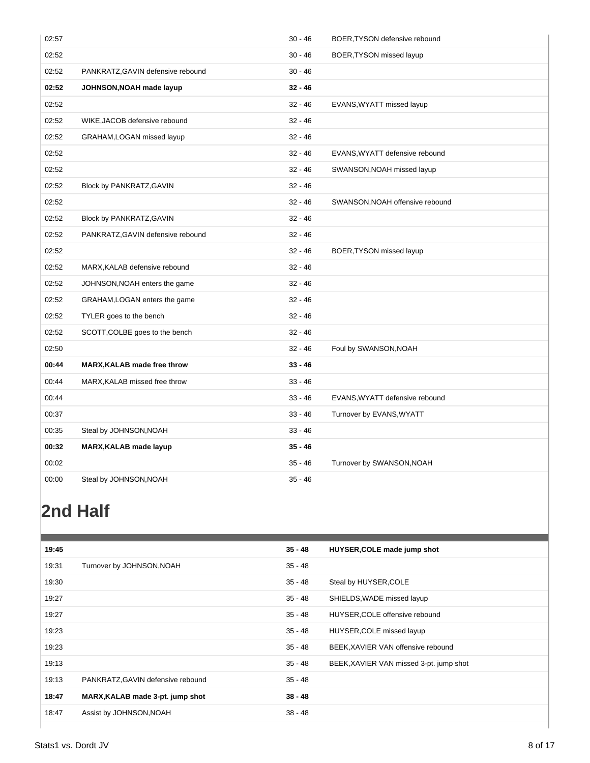| | | | |
|---|---|---|---|
| 02:57 | | 30 - 46 | BOER,TYSON defensive rebound |
| 02:52 | | 30 - 46 | BOER,TYSON missed layup |
| 02:52 | PANKRATZ,GAVIN defensive rebound | 30 - 46 | |
| **02:52** | **JOHNSON,NOAH made layup** | **32 - 46** | |
| 02:52 | | 32 - 46 | EVANS,WYATT missed layup |
| 02:52 | WIKE,JACOB defensive rebound | 32 - 46 | |
| 02:52 | GRAHAM,LOGAN missed layup | 32 - 46 | |
| 02:52 | | 32 - 46 | EVANS,WYATT defensive rebound |
| 02:52 | | 32 - 46 | SWANSON,NOAH missed layup |
| 02:52 | Block by PANKRATZ,GAVIN | 32 - 46 | |
| 02:52 | | 32 - 46 | SWANSON,NOAH offensive rebound |
| 02:52 | Block by PANKRATZ,GAVIN | 32 - 46 | |
| 02:52 | PANKRATZ,GAVIN defensive rebound | 32 - 46 | |
| 02:52 | | 32 - 46 | BOER,TYSON missed layup |
| 02:52 | MARX,KALAB defensive rebound | 32 - 46 | |
| 02:52 | JOHNSON,NOAH enters the game | 32 - 46 | |
| 02:52 | GRAHAM,LOGAN enters the game | 32 - 46 | |
| 02:52 | TYLER goes to the bench | 32 - 46 | |
| 02:52 | SCOTT,COLBE goes to the bench | 32 - 46 | |
| 02:50 | | 32 - 46 | Foul by SWANSON,NOAH |
| **00:44** | **MARX,KALAB made free throw** | **33 - 46** | |
| 00:44 | MARX,KALAB missed free throw | 33 - 46 | |
| 00:44 | | 33 - 46 | EVANS,WYATT defensive rebound |
| 00:37 | | 33 - 46 | Turnover by EVANS,WYATT |
| 00:35 | Steal by JOHNSON,NOAH | 33 - 46 | |
| **00:32** | **MARX,KALAB made layup** | **35 - 46** | |
| 00:02 | | 35 - 46 | Turnover by SWANSON,NOAH |
| 00:00 | Steal by JOHNSON,NOAH | 35 - 46 | |

## 2nd Half

| | | | |
|---|---|---|---|
| **19:45** | | **35 - 48** | **HUYSER,COLE made jump shot** |
| 19:31 | Turnover by JOHNSON,NOAH | 35 - 48 | |
| 19:30 | | 35 - 48 | Steal by HUYSER,COLE |
| 19:27 | | 35 - 48 | SHIELDS,WADE missed layup |
| 19:27 | | 35 - 48 | HUYSER,COLE offensive rebound |
| 19:23 | | 35 - 48 | HUYSER,COLE missed layup |
| 19:23 | | 35 - 48 | BEEK,XAVIER VAN offensive rebound |
| 19:13 | | 35 - 48 | BEEK,XAVIER VAN missed 3-pt. jump shot |
| 19:13 | PANKRATZ,GAVIN defensive rebound | 35 - 48 | |
| **18:47** | **MARX,KALAB made 3-pt. jump shot** | **38 - 48** | |
| 18:47 | Assist by JOHNSON,NOAH | 38 - 48 | |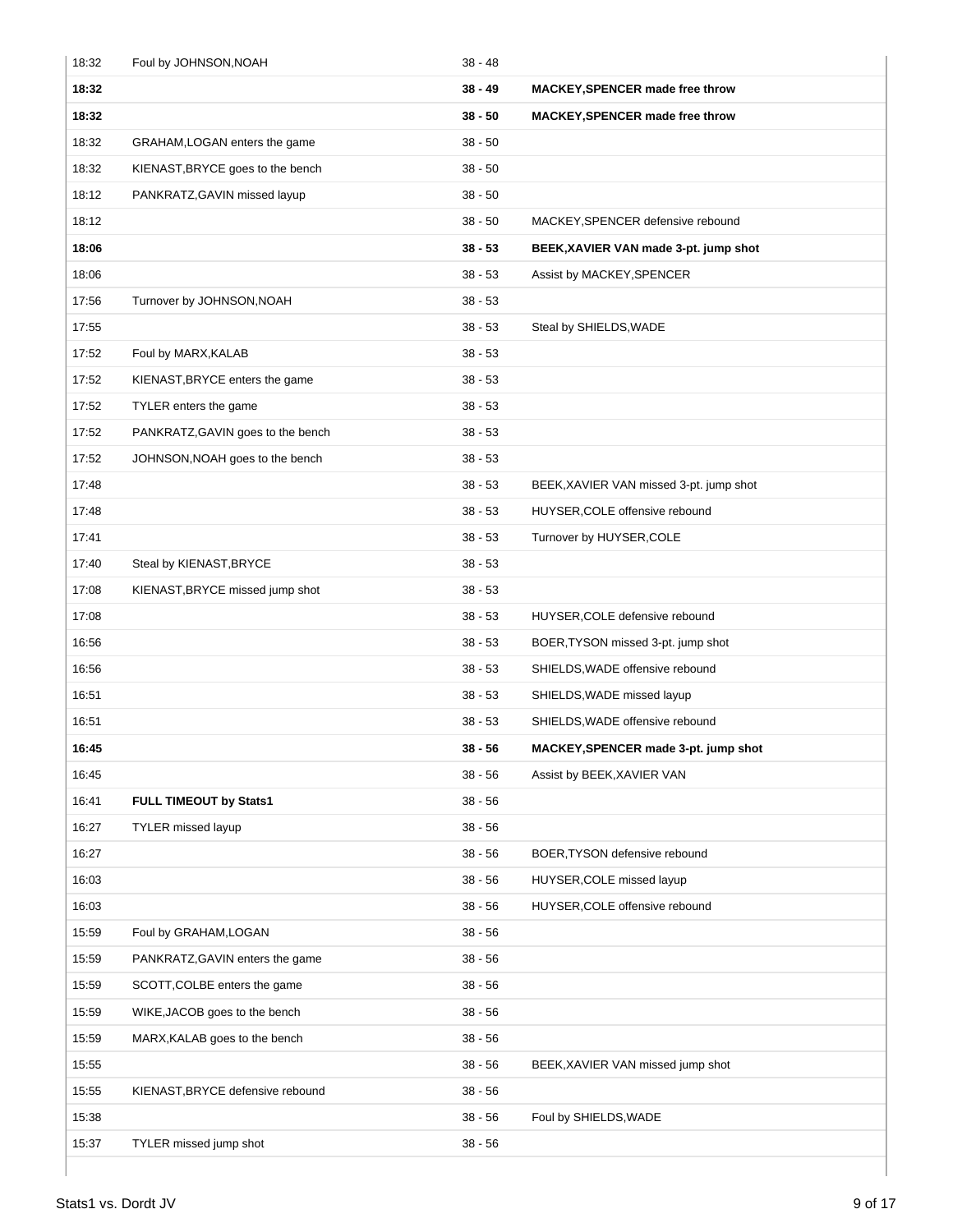| | | | |
|---|---|---|---|
| 18:32 | Foul by JOHNSON,NOAH | 38 - 48 | |
| **18:32** | | **38 - 49** | **MACKEY,SPENCER made free throw** |
| **18:32** | | **38 - 50** | **MACKEY,SPENCER made free throw** |
| 18:32 | GRAHAM,LOGAN enters the game | 38 - 50 | |
| 18:32 | KIENAST,BRYCE goes to the bench | 38 - 50 | |
| 18:12 | PANKRATZ,GAVIN missed layup | 38 - 50 | |
| 18:12 | | 38 - 50 | MACKEY,SPENCER defensive rebound |
| **18:06** | | **38 - 53** | **BEEK,XAVIER VAN made 3-pt. jump shot** |
| 18:06 | | 38 - 53 | Assist by MACKEY,SPENCER |
| 17:56 | Turnover by JOHNSON,NOAH | 38 - 53 | |
| 17:55 | | 38 - 53 | Steal by SHIELDS,WADE |
| 17:52 | Foul by MARX,KALAB | 38 - 53 | |
| 17:52 | KIENAST,BRYCE enters the game | 38 - 53 | |
| 17:52 | TYLER enters the game | 38 - 53 | |
| 17:52 | PANKRATZ,GAVIN goes to the bench | 38 - 53 | |
| 17:52 | JOHNSON,NOAH goes to the bench | 38 - 53 | |
| 17:48 | | 38 - 53 | BEEK,XAVIER VAN missed 3-pt. jump shot |
| 17:48 | | 38 - 53 | HUYSER,COLE offensive rebound |
| 17:41 | | 38 - 53 | Turnover by HUYSER,COLE |
| 17:40 | Steal by KIENAST,BRYCE | 38 - 53 | |
| 17:08 | KIENAST,BRYCE missed jump shot | 38 - 53 | |
| 17:08 | | 38 - 53 | HUYSER,COLE defensive rebound |
| 16:56 | | 38 - 53 | BOER,TYSON missed 3-pt. jump shot |
| 16:56 | | 38 - 53 | SHIELDS,WADE offensive rebound |
| 16:51 | | 38 - 53 | SHIELDS,WADE missed layup |
| 16:51 | | 38 - 53 | SHIELDS,WADE offensive rebound |
| **16:45** | | **38 - 56** | **MACKEY,SPENCER made 3-pt. jump shot** |
| 16:45 | | 38 - 56 | Assist by BEEK,XAVIER VAN |
| 16:41 | **FULL TIMEOUT by Stats1** | 38 - 56 | |
| 16:27 | TYLER missed layup | 38 - 56 | |
| 16:27 | | 38 - 56 | BOER,TYSON defensive rebound |
| 16:03 | | 38 - 56 | HUYSER,COLE missed layup |
| 16:03 | | 38 - 56 | HUYSER,COLE offensive rebound |
| 15:59 | Foul by GRAHAM,LOGAN | 38 - 56 | |
| 15:59 | PANKRATZ,GAVIN enters the game | 38 - 56 | |
| 15:59 | SCOTT,COLBE enters the game | 38 - 56 | |
| 15:59 | WIKE,JACOB goes to the bench | 38 - 56 | |
| 15:59 | MARX,KALAB goes to the bench | 38 - 56 | |
| 15:55 | | 38 - 56 | BEEK,XAVIER VAN missed jump shot |
| 15:55 | KIENAST,BRYCE defensive rebound | 38 - 56 | |
| 15:38 | | 38 - 56 | Foul by SHIELDS,WADE |
| 15:37 | TYLER missed jump shot | 38 - 56 | |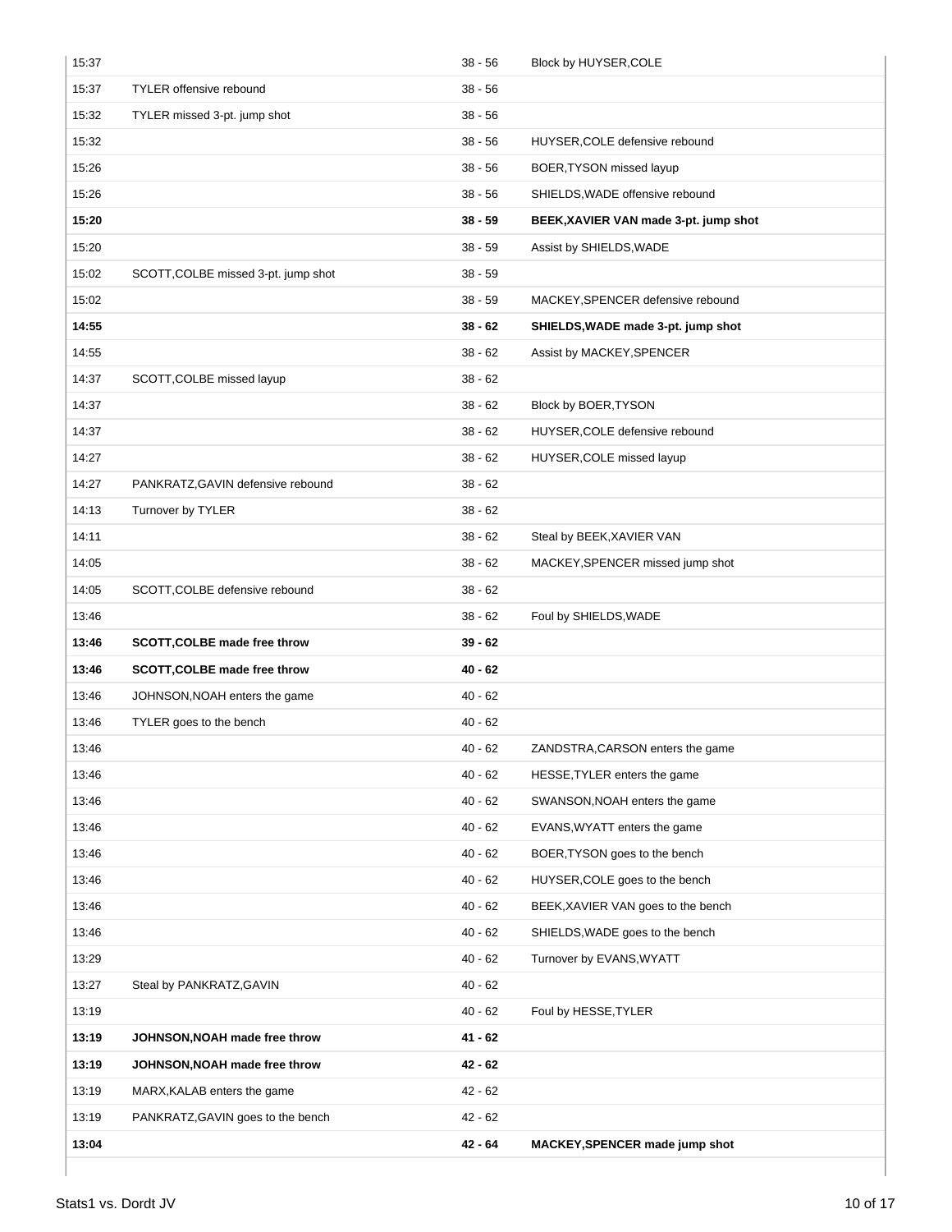| | | | |
|---|---|---|---|
| 15:37 | | 38 - 56 | Block by HUYSER,COLE |
| 15:37 | TYLER offensive rebound | 38 - 56 | |
| 15:32 | TYLER missed 3-pt. jump shot | 38 - 56 | |
| 15:32 | | 38 - 56 | HUYSER,COLE defensive rebound |
| 15:26 | | 38 - 56 | BOER,TYSON missed layup |
| 15:26 | | 38 - 56 | SHIELDS,WADE offensive rebound |
| **15:20** | | **38 - 59** | **BEEK,XAVIER VAN made 3-pt. jump shot** |
| 15:20 | | 38 - 59 | Assist by SHIELDS,WADE |
| 15:02 | SCOTT,COLBE missed 3-pt. jump shot | 38 - 59 | |
| 15:02 | | 38 - 59 | MACKEY,SPENCER defensive rebound |
| **14:55** | | **38 - 62** | **SHIELDS,WADE made 3-pt. jump shot** |
| 14:55 | | 38 - 62 | Assist by MACKEY,SPENCER |
| 14:37 | SCOTT,COLBE missed layup | 38 - 62 | |
| 14:37 | | 38 - 62 | Block by BOER,TYSON |
| 14:37 | | 38 - 62 | HUYSER,COLE defensive rebound |
| 14:27 | | 38 - 62 | HUYSER,COLE missed layup |
| 14:27 | PANKRATZ,GAVIN defensive rebound | 38 - 62 | |
| 14:13 | Turnover by TYLER | 38 - 62 | |
| 14:11 | | 38 - 62 | Steal by BEEK,XAVIER VAN |
| 14:05 | | 38 - 62 | MACKEY,SPENCER missed jump shot |
| 14:05 | SCOTT,COLBE defensive rebound | 38 - 62 | |
| 13:46 | | 38 - 62 | Foul by SHIELDS,WADE |
| **13:46** | **SCOTT,COLBE made free throw** | **39 - 62** | |
| **13:46** | **SCOTT,COLBE made free throw** | **40 - 62** | |
| 13:46 | JOHNSON,NOAH enters the game | 40 - 62 | |
| 13:46 | TYLER goes to the bench | 40 - 62 | |
| 13:46 | | 40 - 62 | ZANDSTRA,CARSON enters the game |
| 13:46 | | 40 - 62 | HESSE,TYLER enters the game |
| 13:46 | | 40 - 62 | SWANSON,NOAH enters the game |
| 13:46 | | 40 - 62 | EVANS,WYATT enters the game |
| 13:46 | | 40 - 62 | BOER,TYSON goes to the bench |
| 13:46 | | 40 - 62 | HUYSER,COLE goes to the bench |
| 13:46 | | 40 - 62 | BEEK,XAVIER VAN goes to the bench |
| 13:46 | | 40 - 62 | SHIELDS,WADE goes to the bench |
| 13:29 | | 40 - 62 | Turnover by EVANS,WYATT |
| 13:27 | Steal by PANKRATZ,GAVIN | 40 - 62 | |
| 13:19 | | 40 - 62 | Foul by HESSE,TYLER |
| **13:19** | **JOHNSON,NOAH made free throw** | **41 - 62** | |
| **13:19** | **JOHNSON,NOAH made free throw** | **42 - 62** | |
| 13:19 | MARX,KALAB enters the game | 42 - 62 | |
| 13:19 | PANKRATZ,GAVIN goes to the bench | 42 - 62 | |
| **13:04** | | **42 - 64** | **MACKEY,SPENCER made jump shot** |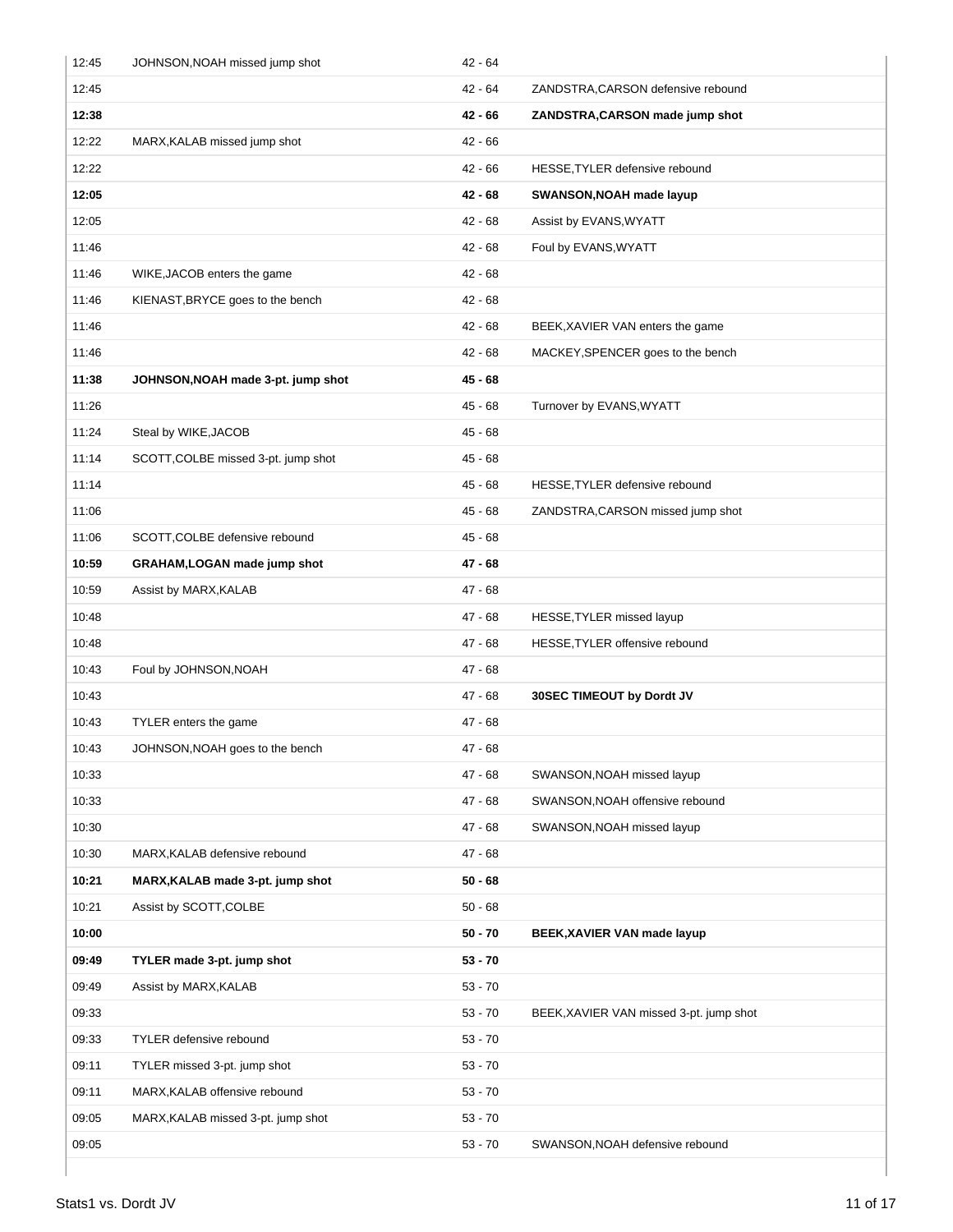| | | | |
|---|---|---|---|
| 12:45 | JOHNSON,NOAH missed jump shot | 42 - 64 | |
| 12:45 | | 42 - 64 | ZANDSTRA,CARSON defensive rebound |
| **12:38** | | **42 - 66** | **ZANDSTRA,CARSON made jump shot** |
| 12:22 | MARX,KALAB missed jump shot | 42 - 66 | |
| 12:22 | | 42 - 66 | HESSE,TYLER defensive rebound |
| **12:05** | | **42 - 68** | **SWANSON,NOAH made layup** |
| 12:05 | | 42 - 68 | Assist by EVANS,WYATT |
| 11:46 | | 42 - 68 | Foul by EVANS,WYATT |
| 11:46 | WIKE,JACOB enters the game | 42 - 68 | |
| 11:46 | KIENAST,BRYCE goes to the bench | 42 - 68 | |
| 11:46 | | 42 - 68 | BEEK,XAVIER VAN enters the game |
| 11:46 | | 42 - 68 | MACKEY,SPENCER goes to the bench |
| **11:38** | **JOHNSON,NOAH made 3-pt. jump shot** | **45 - 68** | |
| 11:26 | | 45 - 68 | Turnover by EVANS,WYATT |
| 11:24 | Steal by WIKE,JACOB | 45 - 68 | |
| 11:14 | SCOTT,COLBE missed 3-pt. jump shot | 45 - 68 | |
| 11:14 | | 45 - 68 | HESSE,TYLER defensive rebound |
| 11:06 | | 45 - 68 | ZANDSTRA,CARSON missed jump shot |
| 11:06 | SCOTT,COLBE defensive rebound | 45 - 68 | |
| **10:59** | **GRAHAM,LOGAN made jump shot** | **47 - 68** | |
| 10:59 | Assist by MARX,KALAB | 47 - 68 | |
| 10:48 | | 47 - 68 | HESSE,TYLER missed layup |
| 10:48 | | 47 - 68 | HESSE,TYLER offensive rebound |
| 10:43 | Foul by JOHNSON,NOAH | 47 - 68 | |
| 10:43 | | 47 - 68 | **30SEC TIMEOUT by Dordt JV** |
| 10:43 | TYLER enters the game | 47 - 68 | |
| 10:43 | JOHNSON,NOAH goes to the bench | 47 - 68 | |
| 10:33 | | 47 - 68 | SWANSON,NOAH missed layup |
| 10:33 | | 47 - 68 | SWANSON,NOAH offensive rebound |
| 10:30 | | 47 - 68 | SWANSON,NOAH missed layup |
| 10:30 | MARX,KALAB defensive rebound | 47 - 68 | |
| **10:21** | **MARX,KALAB made 3-pt. jump shot** | **50 - 68** | |
| 10:21 | Assist by SCOTT,COLBE | 50 - 68 | |
| **10:00** | | **50 - 70** | **BEEK,XAVIER VAN made layup** |
| **09:49** | **TYLER made 3-pt. jump shot** | **53 - 70** | |
| 09:49 | Assist by MARX,KALAB | 53 - 70 | |
| 09:33 | | 53 - 70 | BEEK,XAVIER VAN missed 3-pt. jump shot |
| 09:33 | TYLER defensive rebound | 53 - 70 | |
| 09:11 | TYLER missed 3-pt. jump shot | 53 - 70 | |
| 09:11 | MARX,KALAB offensive rebound | 53 - 70 | |
| 09:05 | MARX,KALAB missed 3-pt. jump shot | 53 - 70 | |
| 09:05 | | 53 - 70 | SWANSON,NOAH defensive rebound |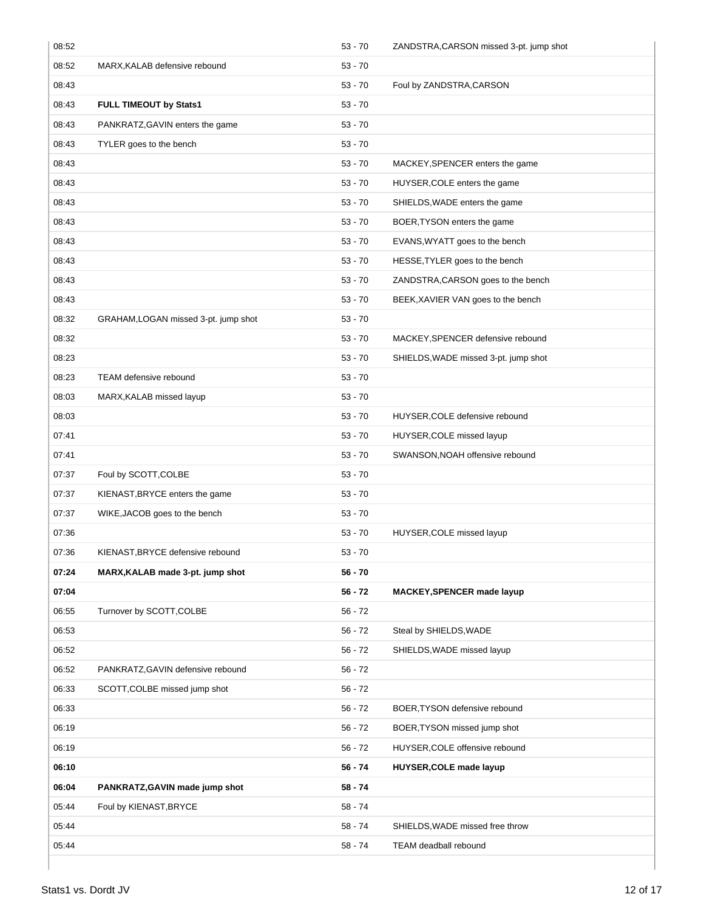| | | | |
|---|---|---|---|
| 08:52 | | 53 - 70 | ZANDSTRA,CARSON missed 3-pt. jump shot |
| 08:52 | MARX,KALAB defensive rebound | 53 - 70 | |
| 08:43 | | 53 - 70 | Foul by ZANDSTRA,CARSON |
| 08:43 | **FULL TIMEOUT by Stats1** | 53 - 70 | |
| 08:43 | PANKRATZ,GAVIN enters the game | 53 - 70 | |
| 08:43 | TYLER goes to the bench | 53 - 70 | |
| 08:43 | | 53 - 70 | MACKEY,SPENCER enters the game |
| 08:43 | | 53 - 70 | HUYSER,COLE enters the game |
| 08:43 | | 53 - 70 | SHIELDS,WADE enters the game |
| 08:43 | | 53 - 70 | BOER,TYSON enters the game |
| 08:43 | | 53 - 70 | EVANS,WYATT goes to the bench |
| 08:43 | | 53 - 70 | HESSE,TYLER goes to the bench |
| 08:43 | | 53 - 70 | ZANDSTRA,CARSON goes to the bench |
| 08:43 | | 53 - 70 | BEEK,XAVIER VAN goes to the bench |
| 08:32 | GRAHAM,LOGAN missed 3-pt. jump shot | 53 - 70 | |
| 08:32 | | 53 - 70 | MACKEY,SPENCER defensive rebound |
| 08:23 | | 53 - 70 | SHIELDS,WADE missed 3-pt. jump shot |
| 08:23 | TEAM defensive rebound | 53 - 70 | |
| 08:03 | MARX,KALAB missed layup | 53 - 70 | |
| 08:03 | | 53 - 70 | HUYSER,COLE defensive rebound |
| 07:41 | | 53 - 70 | HUYSER,COLE missed layup |
| 07:41 | | 53 - 70 | SWANSON,NOAH offensive rebound |
| 07:37 | Foul by SCOTT,COLBE | 53 - 70 | |
| 07:37 | KIENAST,BRYCE enters the game | 53 - 70 | |
| 07:37 | WIKE,JACOB goes to the bench | 53 - 70 | |
| 07:36 | | 53 - 70 | HUYSER,COLE missed layup |
| 07:36 | KIENAST,BRYCE defensive rebound | 53 - 70 | |
| **07:24** | **MARX,KALAB made 3-pt. jump shot** | **56 - 70** | |
| **07:04** | | **56 - 72** | **MACKEY,SPENCER made layup** |
| 06:55 | Turnover by SCOTT,COLBE | 56 - 72 | |
| 06:53 | | 56 - 72 | Steal by SHIELDS,WADE |
| 06:52 | | 56 - 72 | SHIELDS,WADE missed layup |
| 06:52 | PANKRATZ,GAVIN defensive rebound | 56 - 72 | |
| 06:33 | SCOTT,COLBE missed jump shot | 56 - 72 | |
| 06:33 | | 56 - 72 | BOER,TYSON defensive rebound |
| 06:19 | | 56 - 72 | BOER,TYSON missed jump shot |
| 06:19 | | 56 - 72 | HUYSER,COLE offensive rebound |
| **06:10** | | **56 - 74** | **HUYSER,COLE made layup** |
| **06:04** | **PANKRATZ,GAVIN made jump shot** | **58 - 74** | |
| 05:44 | Foul by KIENAST,BRYCE | 58 - 74 | |
| 05:44 | | 58 - 74 | SHIELDS,WADE missed free throw |
| 05:44 | | 58 - 74 | TEAM deadball rebound |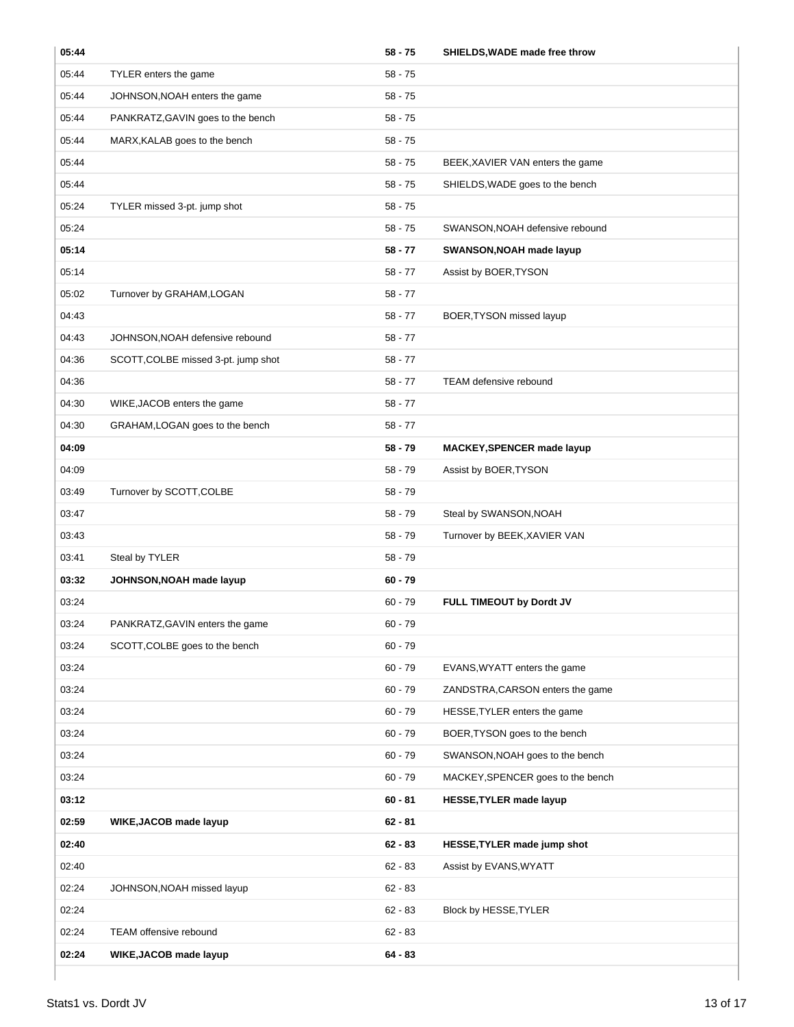| Time | Home | Score | Visitor |
|---|---|---|---|
| **05:44** | | **58 - 75** | **SHIELDS,WADE made free throw** |
| 05:44 | TYLER enters the game | 58 - 75 | |
| 05:44 | JOHNSON,NOAH enters the game | 58 - 75 | |
| 05:44 | PANKRATZ,GAVIN goes to the bench | 58 - 75 | |
| 05:44 | MARX,KALAB goes to the bench | 58 - 75 | |
| 05:44 | | 58 - 75 | BEEK,XAVIER VAN enters the game |
| 05:44 | | 58 - 75 | SHIELDS,WADE goes to the bench |
| 05:24 | TYLER missed 3-pt. jump shot | 58 - 75 | |
| 05:24 | | 58 - 75 | SWANSON,NOAH defensive rebound |
| **05:14** | | **58 - 77** | **SWANSON,NOAH made layup** |
| 05:14 | | 58 - 77 | Assist by BOER,TYSON |
| 05:02 | Turnover by GRAHAM,LOGAN | 58 - 77 | |
| 04:43 | | 58 - 77 | BOER,TYSON missed layup |
| 04:43 | JOHNSON,NOAH defensive rebound | 58 - 77 | |
| 04:36 | SCOTT,COLBE missed 3-pt. jump shot | 58 - 77 | |
| 04:36 | | 58 - 77 | TEAM defensive rebound |
| 04:30 | WIKE,JACOB enters the game | 58 - 77 | |
| 04:30 | GRAHAM,LOGAN goes to the bench | 58 - 77 | |
| **04:09** | | **58 - 79** | **MACKEY,SPENCER made layup** |
| 04:09 | | 58 - 79 | Assist by BOER,TYSON |
| 03:49 | Turnover by SCOTT,COLBE | 58 - 79 | |
| 03:47 | | 58 - 79 | Steal by SWANSON,NOAH |
| 03:43 | | 58 - 79 | Turnover by BEEK,XAVIER VAN |
| 03:41 | Steal by TYLER | 58 - 79 | |
| **03:32** | **JOHNSON,NOAH made layup** | **60 - 79** | |
| 03:24 | | 60 - 79 | **FULL TIMEOUT by Dordt JV** |
| 03:24 | PANKRATZ,GAVIN enters the game | 60 - 79 | |
| 03:24 | SCOTT,COLBE goes to the bench | 60 - 79 | |
| 03:24 | | 60 - 79 | EVANS,WYATT enters the game |
| 03:24 | | 60 - 79 | ZANDSTRA,CARSON enters the game |
| 03:24 | | 60 - 79 | HESSE,TYLER enters the game |
| 03:24 | | 60 - 79 | BOER,TYSON goes to the bench |
| 03:24 | | 60 - 79 | SWANSON,NOAH goes to the bench |
| 03:24 | | 60 - 79 | MACKEY,SPENCER goes to the bench |
| **03:12** | | **60 - 81** | **HESSE,TYLER made layup** |
| **02:59** | **WIKE,JACOB made layup** | **62 - 81** | |
| **02:40** | | **62 - 83** | **HESSE,TYLER made jump shot** |
| 02:40 | | 62 - 83 | Assist by EVANS,WYATT |
| 02:24 | JOHNSON,NOAH missed layup | 62 - 83 | |
| 02:24 | | 62 - 83 | Block by HESSE,TYLER |
| 02:24 | TEAM offensive rebound | 62 - 83 | |
| **02:24** | **WIKE,JACOB made layup** | **64 - 83** | |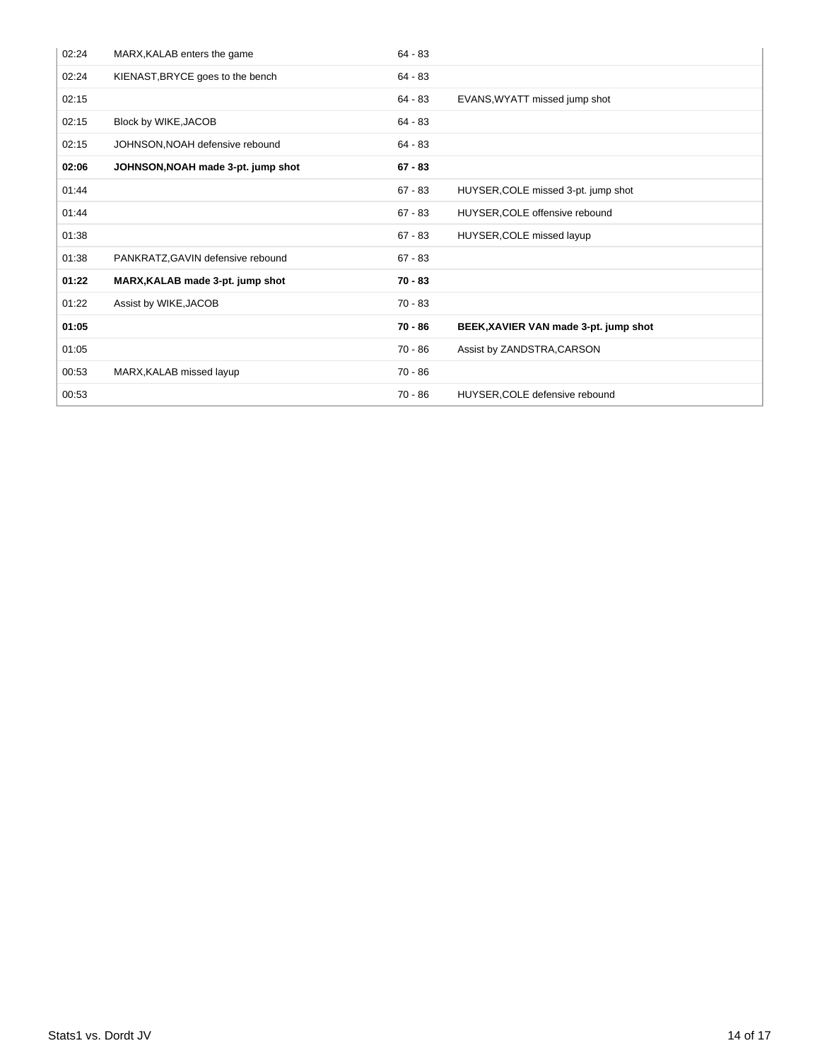| | | | |
|---|---|---|---|
| 02:24 | MARX,KALAB enters the game | 64 - 83 | |
| 02:24 | KIENAST,BRYCE goes to the bench | 64 - 83 | |
| 02:15 | | 64 - 83 | EVANS,WYATT missed jump shot |
| 02:15 | Block by WIKE,JACOB | 64 - 83 | |
| 02:15 | JOHNSON,NOAH defensive rebound | 64 - 83 | |
| **02:06** | **JOHNSON,NOAH made 3-pt. jump shot** | **67 - 83** | |
| 01:44 | | 67 - 83 | HUYSER,COLE missed 3-pt. jump shot |
| 01:44 | | 67 - 83 | HUYSER,COLE offensive rebound |
| 01:38 | | 67 - 83 | HUYSER,COLE missed layup |
| 01:38 | PANKRATZ,GAVIN defensive rebound | 67 - 83 | |
| **01:22** | **MARX,KALAB made 3-pt. jump shot** | **70 - 83** | |
| 01:22 | Assist by WIKE,JACOB | 70 - 83 | |
| **01:05** | | **70 - 86** | **BEEK,XAVIER VAN made 3-pt. jump shot** |
| 01:05 | | 70 - 86 | Assist by ZANDSTRA,CARSON |
| 00:53 | MARX,KALAB missed layup | 70 - 86 | |
| 00:53 | | 70 - 86 | HUYSER,COLE defensive rebound |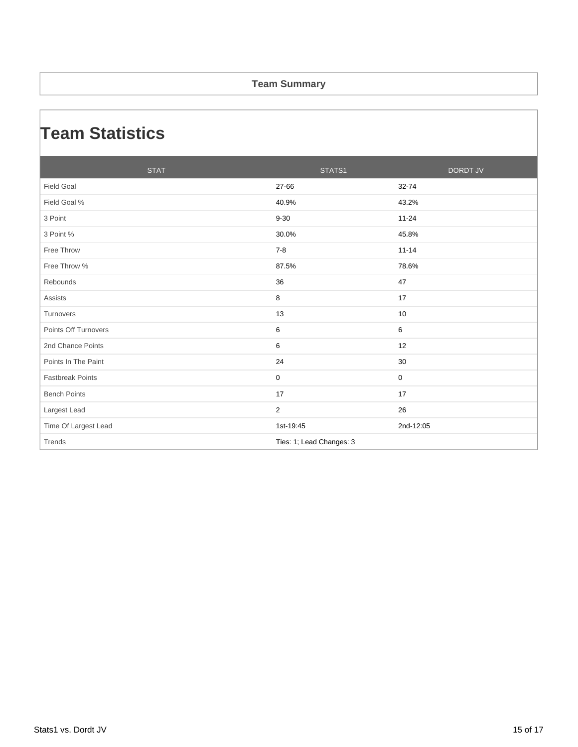**Team Summary**

# Team Statistics

| STAT | STATS1 | DORDT JV |
| --- | --- | --- |
| Field Goal | 27-66 | 32-74 |
| Field Goal % | 40.9% | 43.2% |
| 3 Point | 9-30 | 11-24 |
| 3 Point % | 30.0% | 45.8% |
| Free Throw | 7-8 | 11-14 |
| Free Throw % | 87.5% | 78.6% |
| Rebounds | 36 | 47 |
| Assists | 8 | 17 |
| Turnovers | 13 | 10 |
| Points Off Turnovers | 6 | 6 |
| 2nd Chance Points | 6 | 12 |
| Points In The Paint | 24 | 30 |
| Fastbreak Points | 0 | 0 |
| Bench Points | 17 | 17 |
| Largest Lead | 2 | 26 |
| Time Of Largest Lead | 1st-19:45 | 2nd-12:05 |
| Trends | Ties: 1; Lead Changes: 3 | |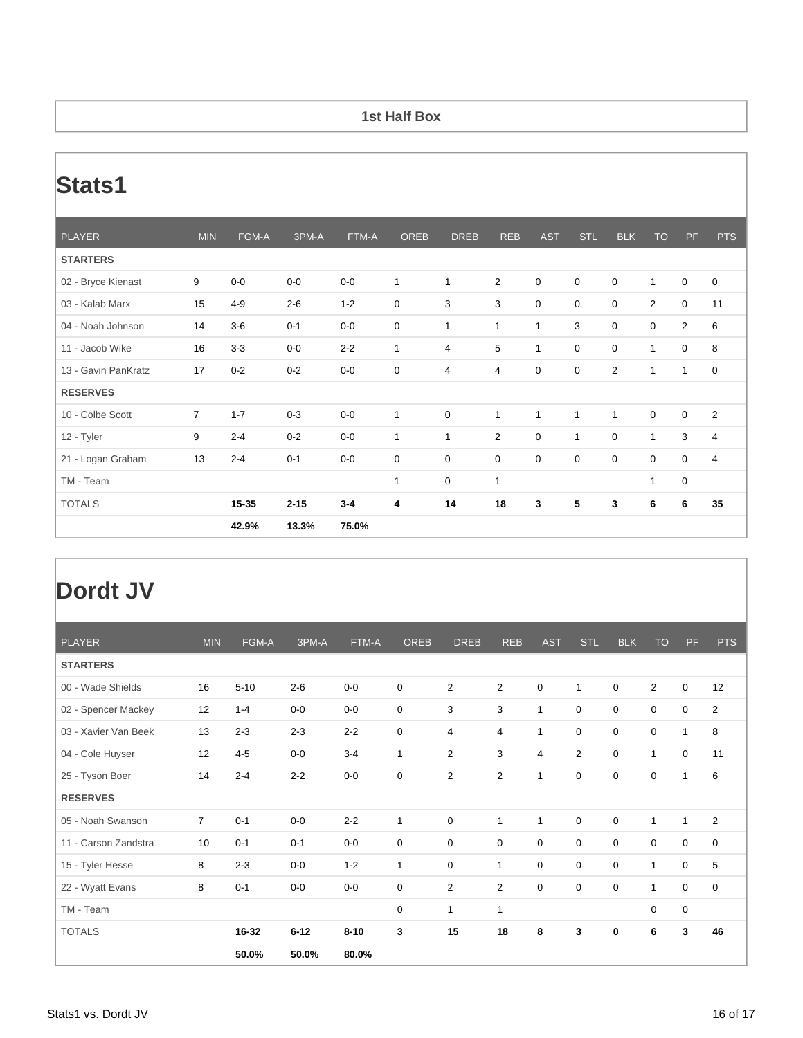## 1st Half Box

## Stats1

| PLAYER | MIN | FGM-A | 3PM-A | FTM-A | OREB | DREB | REB | AST | STL | BLK | TO | PF | PTS |
|---|---|---|---|---|---|---|---|---|---|---|---|---|---|
| **STARTERS** | | | | | | | | | | | | | |
| 02 - Bryce Kienast | 9 | 0-0 | 0-0 | 0-0 | 1 | 1 | 2 | 0 | 0 | 0 | 1 | 0 | 0 |
| 03 - Kalab Marx | 15 | 4-9 | 2-6 | 1-2 | 0 | 3 | 3 | 0 | 0 | 0 | 2 | 0 | 11 |
| 04 - Noah Johnson | 14 | 3-6 | 0-1 | 0-0 | 0 | 1 | 1 | 1 | 3 | 0 | 0 | 2 | 6 |
| 11 - Jacob Wike | 16 | 3-3 | 0-0 | 2-2 | 1 | 4 | 5 | 1 | 0 | 0 | 1 | 0 | 8 |
| 13 - Gavin PanKratz | 17 | 0-2 | 0-2 | 0-0 | 0 | 4 | 4 | 0 | 0 | 2 | 1 | 1 | 0 |
| **RESERVES** | | | | | | | | | | | | | |
| 10 - Colbe Scott | 7 | 1-7 | 0-3 | 0-0 | 1 | 0 | 1 | 1 | 1 | 1 | 0 | 0 | 2 |
| 12 - Tyler | 9 | 2-4 | 0-2 | 0-0 | 1 | 1 | 2 | 0 | 1 | 0 | 1 | 3 | 4 |
| 21 - Logan Graham | 13 | 2-4 | 0-1 | 0-0 | 0 | 0 | 0 | 0 | 0 | 0 | 0 | 0 | 4 |
| TM - Team | | | | | 1 | 0 | 1 | | | | 1 | 0 | |
| TOTALS | | **15-35** | **2-15** | **3-4** | **4** | **14** | **18** | **3** | **5** | **3** | **6** | **6** | **35** |
| | | **42.9%** | **13.3%** | **75.0%** | | | | | | | | | |

## Dordt JV

| PLAYER | MIN | FGM-A | 3PM-A | FTM-A | OREB | DREB | REB | AST | STL | BLK | TO | PF | PTS |
|---|---|---|---|---|---|---|---|---|---|---|---|---|---|
| **STARTERS** | | | | | | | | | | | | | |
| 00 - Wade Shields | 16 | 5-10 | 2-6 | 0-0 | 0 | 2 | 2 | 0 | 1 | 0 | 2 | 0 | 12 |
| 02 - Spencer Mackey | 12 | 1-4 | 0-0 | 0-0 | 0 | 3 | 3 | 1 | 0 | 0 | 0 | 0 | 2 |
| 03 - Xavier Van Beek | 13 | 2-3 | 2-3 | 2-2 | 0 | 4 | 4 | 1 | 0 | 0 | 0 | 1 | 8 |
| 04 - Cole Huyser | 12 | 4-5 | 0-0 | 3-4 | 1 | 2 | 3 | 4 | 2 | 0 | 1 | 0 | 11 |
| 25 - Tyson Boer | 14 | 2-4 | 2-2 | 0-0 | 0 | 2 | 2 | 1 | 0 | 0 | 0 | 1 | 6 |
| **RESERVES** | | | | | | | | | | | | | |
| 05 - Noah Swanson | 7 | 0-1 | 0-0 | 2-2 | 1 | 0 | 1 | 1 | 0 | 0 | 1 | 1 | 2 |
| 11 - Carson Zandstra | 10 | 0-1 | 0-1 | 0-0 | 0 | 0 | 0 | 0 | 0 | 0 | 0 | 0 | 0 |
| 15 - Tyler Hesse | 8 | 2-3 | 0-0 | 1-2 | 1 | 0 | 1 | 0 | 0 | 0 | 1 | 0 | 5 |
| 22 - Wyatt Evans | 8 | 0-1 | 0-0 | 0-0 | 0 | 2 | 2 | 0 | 0 | 0 | 1 | 0 | 0 |
| TM - Team | | | | | 0 | 1 | 1 | | | | 0 | 0 | |
| TOTALS | | **16-32** | **6-12** | **8-10** | **3** | **15** | **18** | **8** | **3** | **0** | **6** | **3** | **46** |
| | | **50.0%** | **50.0%** | **80.0%** | | | | | | | | | |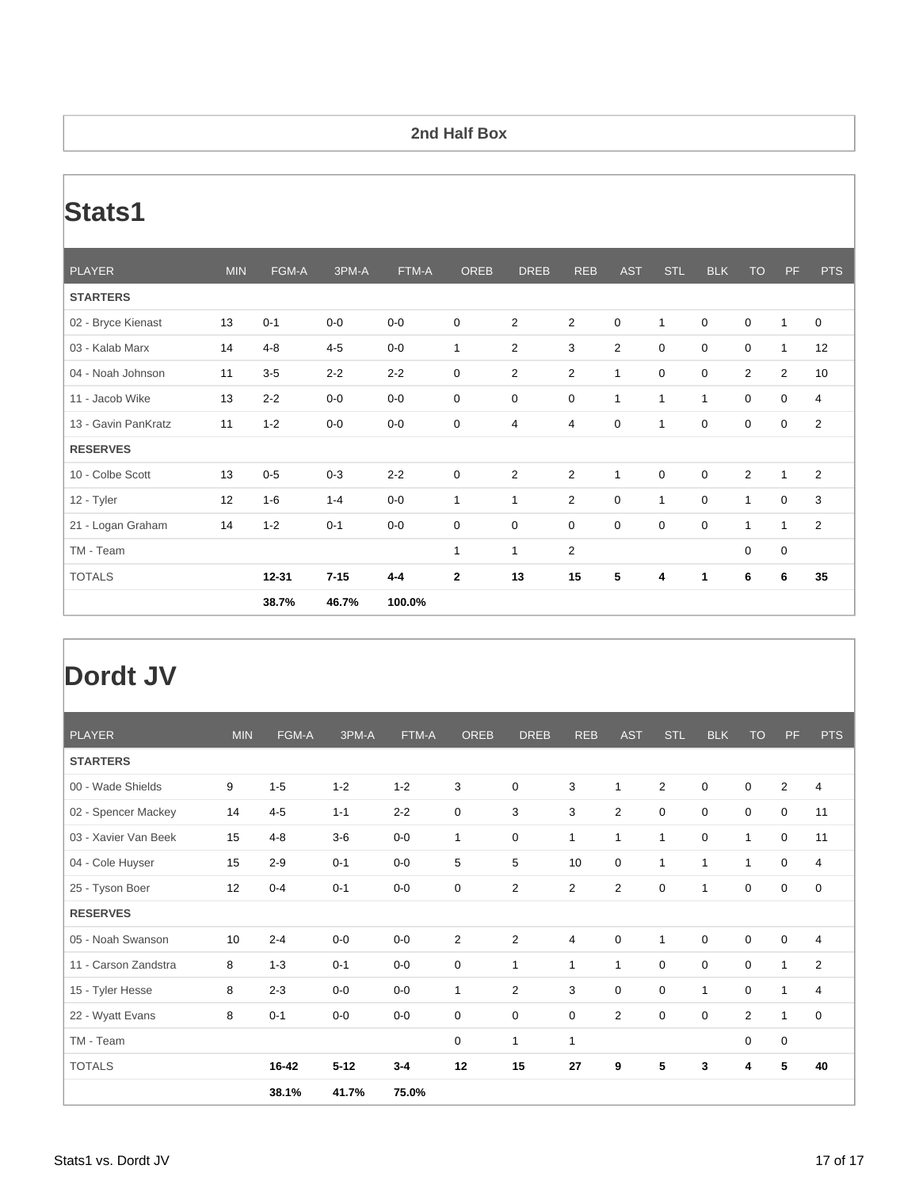## 2nd Half Box

# Stats1

| PLAYER | MIN | FGM-A | 3PM-A | FTM-A | OREB | DREB | REB | AST | STL | BLK | TO | PF | PTS |
|---|---|---|---|---|---|---|---|---|---|---|---|---|---|
| **STARTERS** | | | | | | | | | | | | | |
| 02 - Bryce Kienast | 13 | 0-1 | 0-0 | 0-0 | 0 | 2 | 2 | 0 | 1 | 0 | 0 | 1 | 0 |
| 03 - Kalab Marx | 14 | 4-8 | 4-5 | 0-0 | 1 | 2 | 3 | 2 | 0 | 0 | 0 | 1 | 12 |
| 04 - Noah Johnson | 11 | 3-5 | 2-2 | 2-2 | 0 | 2 | 2 | 1 | 0 | 0 | 2 | 2 | 10 |
| 11 - Jacob Wike | 13 | 2-2 | 0-0 | 0-0 | 0 | 0 | 0 | 1 | 1 | 1 | 0 | 0 | 4 |
| 13 - Gavin PanKratz | 11 | 1-2 | 0-0 | 0-0 | 0 | 4 | 4 | 0 | 1 | 0 | 0 | 0 | 2 |
| **RESERVES** | | | | | | | | | | | | | |
| 10 - Colbe Scott | 13 | 0-5 | 0-3 | 2-2 | 0 | 2 | 2 | 1 | 0 | 0 | 2 | 1 | 2 |
| 12 - Tyler | 12 | 1-6 | 1-4 | 0-0 | 1 | 1 | 2 | 0 | 1 | 0 | 1 | 0 | 3 |
| 21 - Logan Graham | 14 | 1-2 | 0-1 | 0-0 | 0 | 0 | 0 | 0 | 0 | 0 | 1 | 1 | 2 |
| TM - Team | | | | | 1 | 1 | 2 | | | | 0 | 0 | |
| TOTALS | | **12-31** | **7-15** | **4-4** | **2** | **13** | **15** | **5** | **4** | **1** | **6** | **6** | **35** |
| | | **38.7%** | **46.7%** | **100.0%** | | | | | | | | | |

# Dordt JV

| PLAYER | MIN | FGM-A | 3PM-A | FTM-A | OREB | DREB | REB | AST | STL | BLK | TO | PF | PTS |
|---|---|---|---|---|---|---|---|---|---|---|---|---|---|
| **STARTERS** | | | | | | | | | | | | | |
| 00 - Wade Shields | 9 | 1-5 | 1-2 | 1-2 | 3 | 0 | 3 | 1 | 2 | 0 | 0 | 2 | 4 |
| 02 - Spencer Mackey | 14 | 4-5 | 1-1 | 2-2 | 0 | 3 | 3 | 2 | 0 | 0 | 0 | 0 | 11 |
| 03 - Xavier Van Beek | 15 | 4-8 | 3-6 | 0-0 | 1 | 0 | 1 | 1 | 1 | 0 | 1 | 0 | 11 |
| 04 - Cole Huyser | 15 | 2-9 | 0-1 | 0-0 | 5 | 5 | 10 | 0 | 1 | 1 | 1 | 0 | 4 |
| 25 - Tyson Boer | 12 | 0-4 | 0-1 | 0-0 | 0 | 2 | 2 | 2 | 0 | 1 | 0 | 0 | 0 |
| **RESERVES** | | | | | | | | | | | | | |
| 05 - Noah Swanson | 10 | 2-4 | 0-0 | 0-0 | 2 | 2 | 4 | 0 | 1 | 0 | 0 | 0 | 4 |
| 11 - Carson Zandstra | 8 | 1-3 | 0-1 | 0-0 | 0 | 1 | 1 | 1 | 0 | 0 | 0 | 1 | 2 |
| 15 - Tyler Hesse | 8 | 2-3 | 0-0 | 0-0 | 1 | 2 | 3 | 0 | 0 | 1 | 0 | 1 | 4 |
| 22 - Wyatt Evans | 8 | 0-1 | 0-0 | 0-0 | 0 | 0 | 0 | 2 | 0 | 0 | 2 | 1 | 0 |
| TM - Team | | | | | 0 | 1 | 1 | | | | 0 | 0 | |
| TOTALS | | **16-42** | **5-12** | **3-4** | **12** | **15** | **27** | **9** | **5** | **3** | **4** | **5** | **40** |
| | | **38.1%** | **41.7%** | **75.0%** | | | | | | | | | |